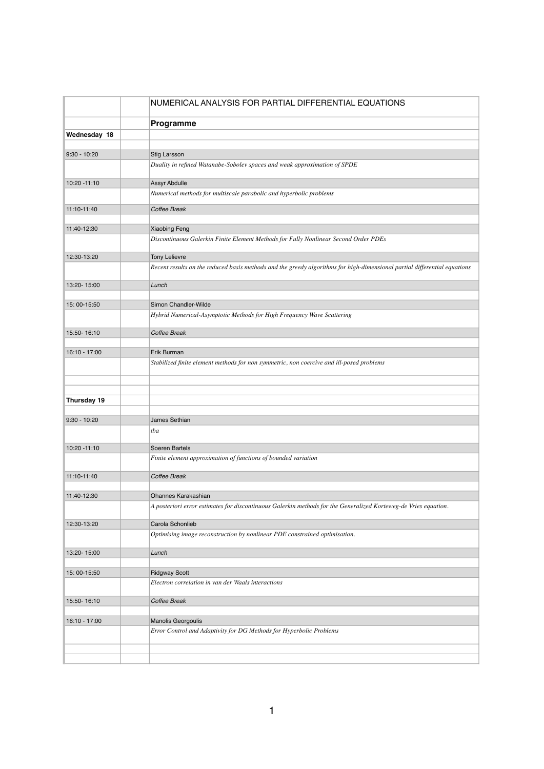# NUMERICAL ANALYSIS FOR PARTIAL DIFFERENTIAL EQUATIONS

## Programme

| Time | | |
|---|---|---|
| **Wednesday 18** | | |
| 9:30 - 10:20 | | Stig Larsson |
| | | *Duality in refined Watanabe-Sobolev spaces and weak approximation of SPDE* |
| 10:20 -11:10 | | Assyr Abdulle |
| | | *Numerical methods for multiscale parabolic and hyperbolic problems* |
| 11:10-11:40 | | *Coffee Break* |
| 11:40-12:30 | | Xiaobing Feng |
| | | *Discontinuous Galerkin Finite Element Methods for Fully Nonlinear Second Order PDEs* |
| 12:30-13:20 | | Tony Lelievre |
| | | *Recent results on the reduced basis methods and the greedy algorithms for high-dimensional partial differential equations* |
| 13:20- 15:00 | | *Lunch* |
| 15: 00-15:50 | | Simon Chandler-Wilde |
| | | *Hybrid Numerical-Asymptotic Methods for High Frequency Wave Scattering* |
| 15:50- 16:10 | | *Coffee Break* |
| 16:10 - 17:00 | | Erik Burman |
| | | *Stabilized finite element methods for non symmetric, non coercive and ill-posed problems* |
| **Thursday 19** | | |
| 9:30 - 10:20 | | James Sethian |
| | | *tba* |
| 10:20 -11:10 | | Soeren Bartels |
| | | *Finite element approximation of functions of bounded variation* |
| 11:10-11:40 | | *Coffee Break* |
| 11:40-12:30 | | Ohannes Karakashian |
| | | *A posteriori error estimates for discontinuous Galerkin methods for the Generalized Korteweg-de Vries equation.* |
| 12:30-13:20 | | Carola Schonlieb |
| | | *Optimising image reconstruction by nonlinear PDE constrained optimisation.* |
| 13:20- 15:00 | | *Lunch* |
| 15: 00-15:50 | | Ridgway Scott |
| | | *Electron correlation in van der Waals interactions* |
| 15:50- 16:10 | | *Coffee Break* |
| 16:10 - 17:00 | | Manolis Georgoulis |
| | | *Error Control and Adaptivity for DG Methods for Hyperbolic Problems* |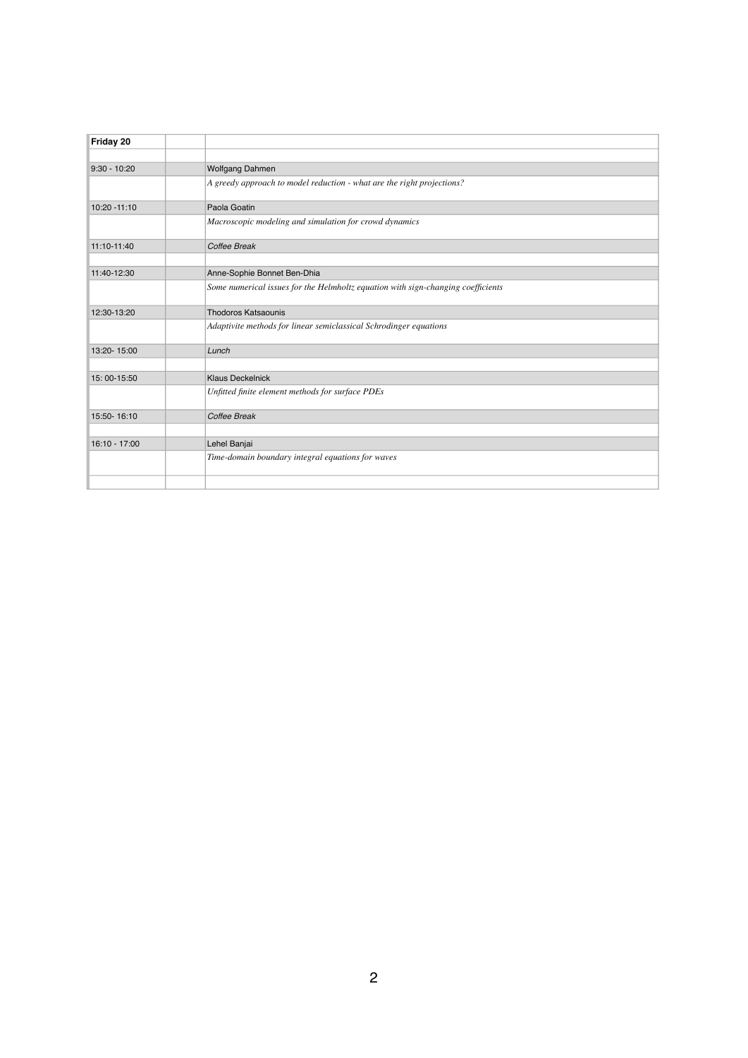| Friday 20 | | |
|---|---|---|
| | | |
| 9:30 - 10:20 | | Wolfgang Dahmen |
| | | *A greedy approach to model reduction - what are the right projections?* |
| 10:20 -11:10 | | Paola Goatin |
| | | *Macroscopic modeling and simulation for crowd dynamics* |
| 11:10-11:40 | | *Coffee Break* |
| | | |
| 11:40-12:30 | | Anne-Sophie Bonnet Ben-Dhia |
| | | *Some numerical issues for the Helmholtz equation with sign-changing coefficients* |
| 12:30-13:20 | | Thodoros Katsaounis |
| | | *Adaptivite methods for linear semiclassical Schrodinger equations* |
| 13:20- 15:00 | | *Lunch* |
| | | |
| 15: 00-15:50 | | Klaus Deckelnick |
| | | *Unfitted finite element methods for surface PDEs* |
| 15:50- 16:10 | | *Coffee Break* |
| | | |
| 16:10 - 17:00 | | Lehel Banjai |
| | | *Time-domain boundary integral equations for waves* |
| | | |